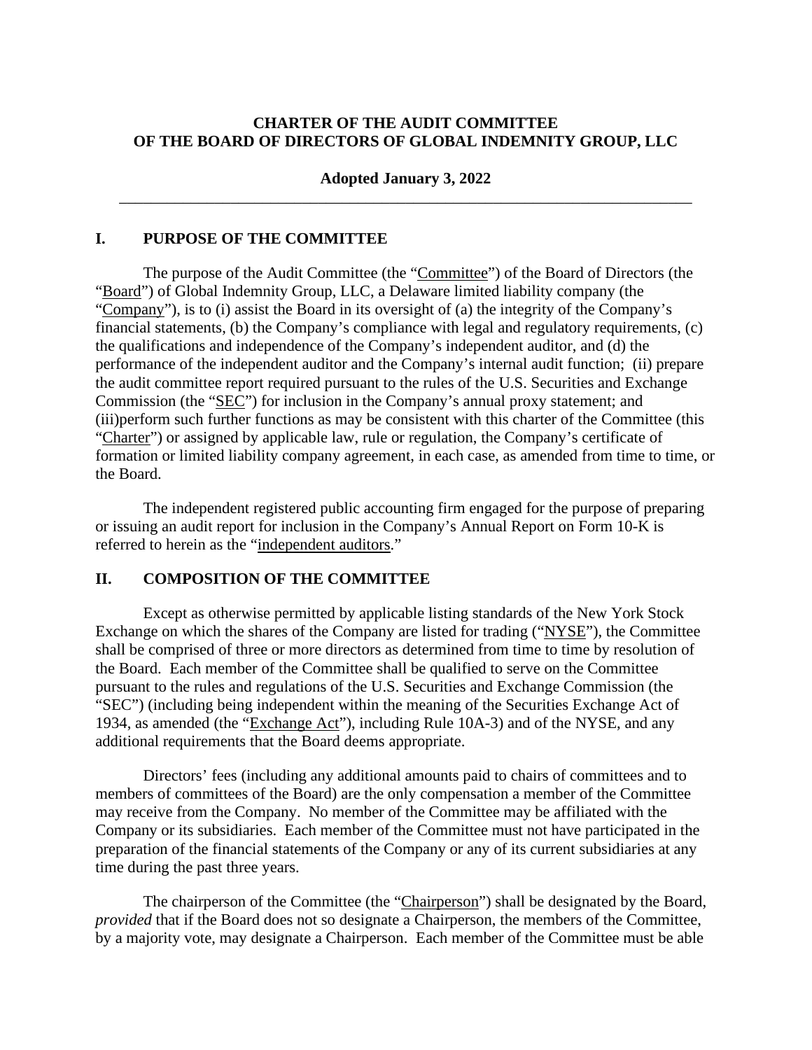**CHARTER OF THE AUDIT COMMITTEE**
**OF THE BOARD OF DIRECTORS OF GLOBAL INDEMNITY GROUP, LLC**

**Adopted January 3, 2022**

---

## I. PURPOSE OF THE COMMITTEE

The purpose of the Audit Committee (the "Committee") of the Board of Directors (the "Board") of Global Indemnity Group, LLC, a Delaware limited liability company (the "Company"), is to (i) assist the Board in its oversight of (a) the integrity of the Company's financial statements, (b) the Company's compliance with legal and regulatory requirements, (c) the qualifications and independence of the Company's independent auditor, and (d) the performance of the independent auditor and the Company's internal audit function; (ii) prepare the audit committee report required pursuant to the rules of the U.S. Securities and Exchange Commission (the "SEC") for inclusion in the Company's annual proxy statement; and (iii)perform such further functions as may be consistent with this charter of the Committee (this "Charter") or assigned by applicable law, rule or regulation, the Company's certificate of formation or limited liability company agreement, in each case, as amended from time to time, or the Board.

The independent registered public accounting firm engaged for the purpose of preparing or issuing an audit report for inclusion in the Company's Annual Report on Form 10-K is referred to herein as the "independent auditors."

## II. COMPOSITION OF THE COMMITTEE

Except as otherwise permitted by applicable listing standards of the New York Stock Exchange on which the shares of the Company are listed for trading ("NYSE"), the Committee shall be comprised of three or more directors as determined from time to time by resolution of the Board. Each member of the Committee shall be qualified to serve on the Committee pursuant to the rules and regulations of the U.S. Securities and Exchange Commission (the "SEC") (including being independent within the meaning of the Securities Exchange Act of 1934, as amended (the "Exchange Act"), including Rule 10A-3) and of the NYSE, and any additional requirements that the Board deems appropriate.

Directors' fees (including any additional amounts paid to chairs of committees and to members of committees of the Board) are the only compensation a member of the Committee may receive from the Company. No member of the Committee may be affiliated with the Company or its subsidiaries. Each member of the Committee must not have participated in the preparation of the financial statements of the Company or any of its current subsidiaries at any time during the past three years.

The chairperson of the Committee (the "Chairperson") shall be designated by the Board, *provided* that if the Board does not so designate a Chairperson, the members of the Committee, by a majority vote, may designate a Chairperson. Each member of the Committee must be able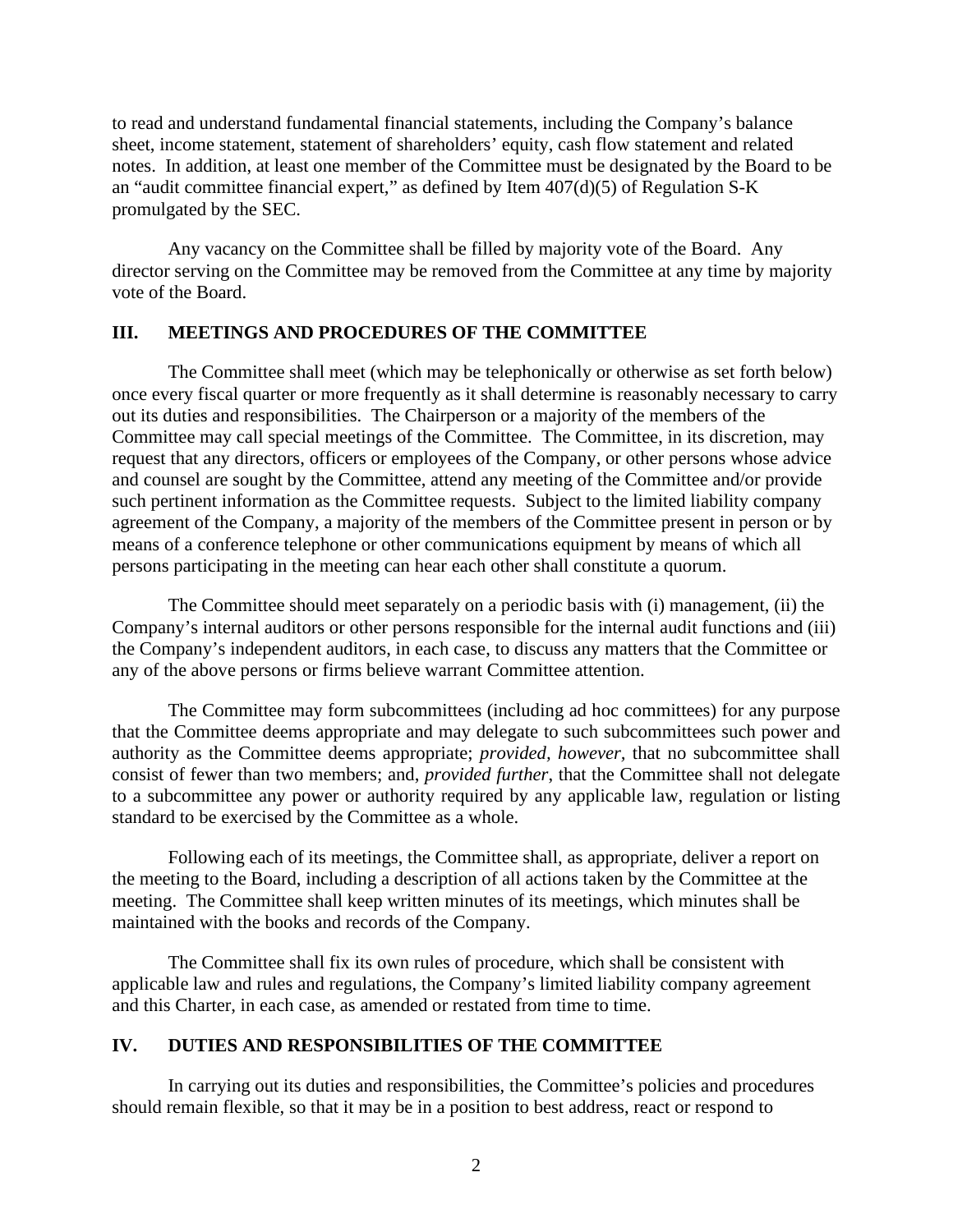to read and understand fundamental financial statements, including the Company's balance sheet, income statement, statement of shareholders' equity, cash flow statement and related notes. In addition, at least one member of the Committee must be designated by the Board to be an "audit committee financial expert," as defined by Item 407(d)(5) of Regulation S-K promulgated by the SEC.

Any vacancy on the Committee shall be filled by majority vote of the Board. Any director serving on the Committee may be removed from the Committee at any time by majority vote of the Board.

## III. MEETINGS AND PROCEDURES OF THE COMMITTEE

The Committee shall meet (which may be telephonically or otherwise as set forth below) once every fiscal quarter or more frequently as it shall determine is reasonably necessary to carry out its duties and responsibilities. The Chairperson or a majority of the members of the Committee may call special meetings of the Committee. The Committee, in its discretion, may request that any directors, officers or employees of the Company, or other persons whose advice and counsel are sought by the Committee, attend any meeting of the Committee and/or provide such pertinent information as the Committee requests. Subject to the limited liability company agreement of the Company, a majority of the members of the Committee present in person or by means of a conference telephone or other communications equipment by means of which all persons participating in the meeting can hear each other shall constitute a quorum.

The Committee should meet separately on a periodic basis with (i) management, (ii) the Company's internal auditors or other persons responsible for the internal audit functions and (iii) the Company's independent auditors, in each case, to discuss any matters that the Committee or any of the above persons or firms believe warrant Committee attention.

The Committee may form subcommittees (including ad hoc committees) for any purpose that the Committee deems appropriate and may delegate to such subcommittees such power and authority as the Committee deems appropriate; *provided, however*, that no subcommittee shall consist of fewer than two members; and, *provided further*, that the Committee shall not delegate to a subcommittee any power or authority required by any applicable law, regulation or listing standard to be exercised by the Committee as a whole.

Following each of its meetings, the Committee shall, as appropriate, deliver a report on the meeting to the Board, including a description of all actions taken by the Committee at the meeting. The Committee shall keep written minutes of its meetings, which minutes shall be maintained with the books and records of the Company.

The Committee shall fix its own rules of procedure, which shall be consistent with applicable law and rules and regulations, the Company's limited liability company agreement and this Charter, in each case, as amended or restated from time to time.

## IV. DUTIES AND RESPONSIBILITIES OF THE COMMITTEE

In carrying out its duties and responsibilities, the Committee's policies and procedures should remain flexible, so that it may be in a position to best address, react or respond to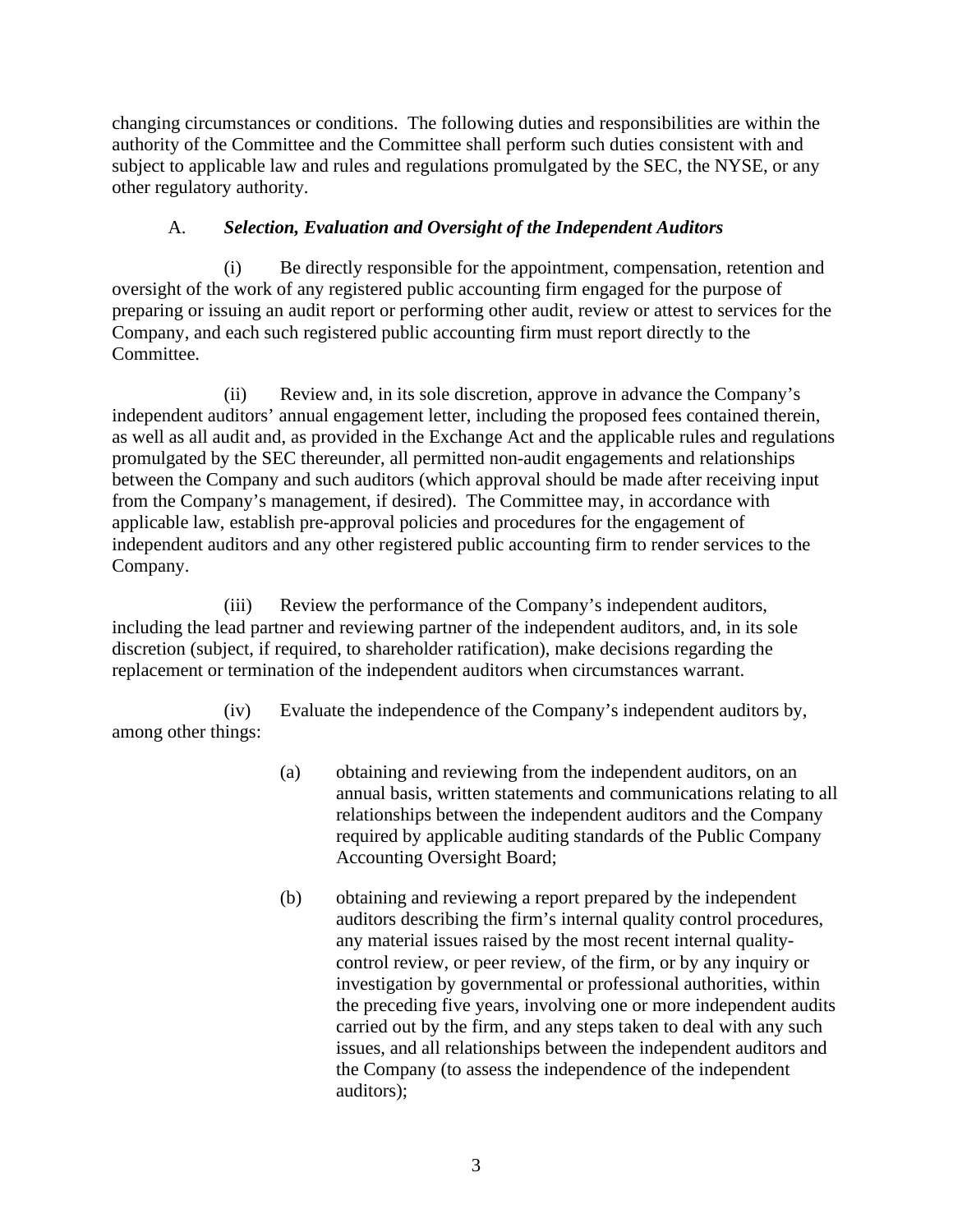changing circumstances or conditions. The following duties and responsibilities are within the authority of the Committee and the Committee shall perform such duties consistent with and subject to applicable law and rules and regulations promulgated by the SEC, the NYSE, or any other regulatory authority.

### A. *Selection, Evaluation and Oversight of the Independent Auditors*

(i) Be directly responsible for the appointment, compensation, retention and oversight of the work of any registered public accounting firm engaged for the purpose of preparing or issuing an audit report or performing other audit, review or attest to services for the Company, and each such registered public accounting firm must report directly to the Committee.

(ii) Review and, in its sole discretion, approve in advance the Company's independent auditors' annual engagement letter, including the proposed fees contained therein, as well as all audit and, as provided in the Exchange Act and the applicable rules and regulations promulgated by the SEC thereunder, all permitted non-audit engagements and relationships between the Company and such auditors (which approval should be made after receiving input from the Company's management, if desired). The Committee may, in accordance with applicable law, establish pre-approval policies and procedures for the engagement of independent auditors and any other registered public accounting firm to render services to the Company.

(iii) Review the performance of the Company's independent auditors, including the lead partner and reviewing partner of the independent auditors, and, in its sole discretion (subject, if required, to shareholder ratification), make decisions regarding the replacement or termination of the independent auditors when circumstances warrant.

(iv) Evaluate the independence of the Company's independent auditors by, among other things:

(a) obtaining and reviewing from the independent auditors, on an annual basis, written statements and communications relating to all relationships between the independent auditors and the Company required by applicable auditing standards of the Public Company Accounting Oversight Board;

(b) obtaining and reviewing a report prepared by the independent auditors describing the firm's internal quality control procedures, any material issues raised by the most recent internal quality-control review, or peer review, of the firm, or by any inquiry or investigation by governmental or professional authorities, within the preceding five years, involving one or more independent audits carried out by the firm, and any steps taken to deal with any such issues, and all relationships between the independent auditors and the Company (to assess the independence of the independent auditors);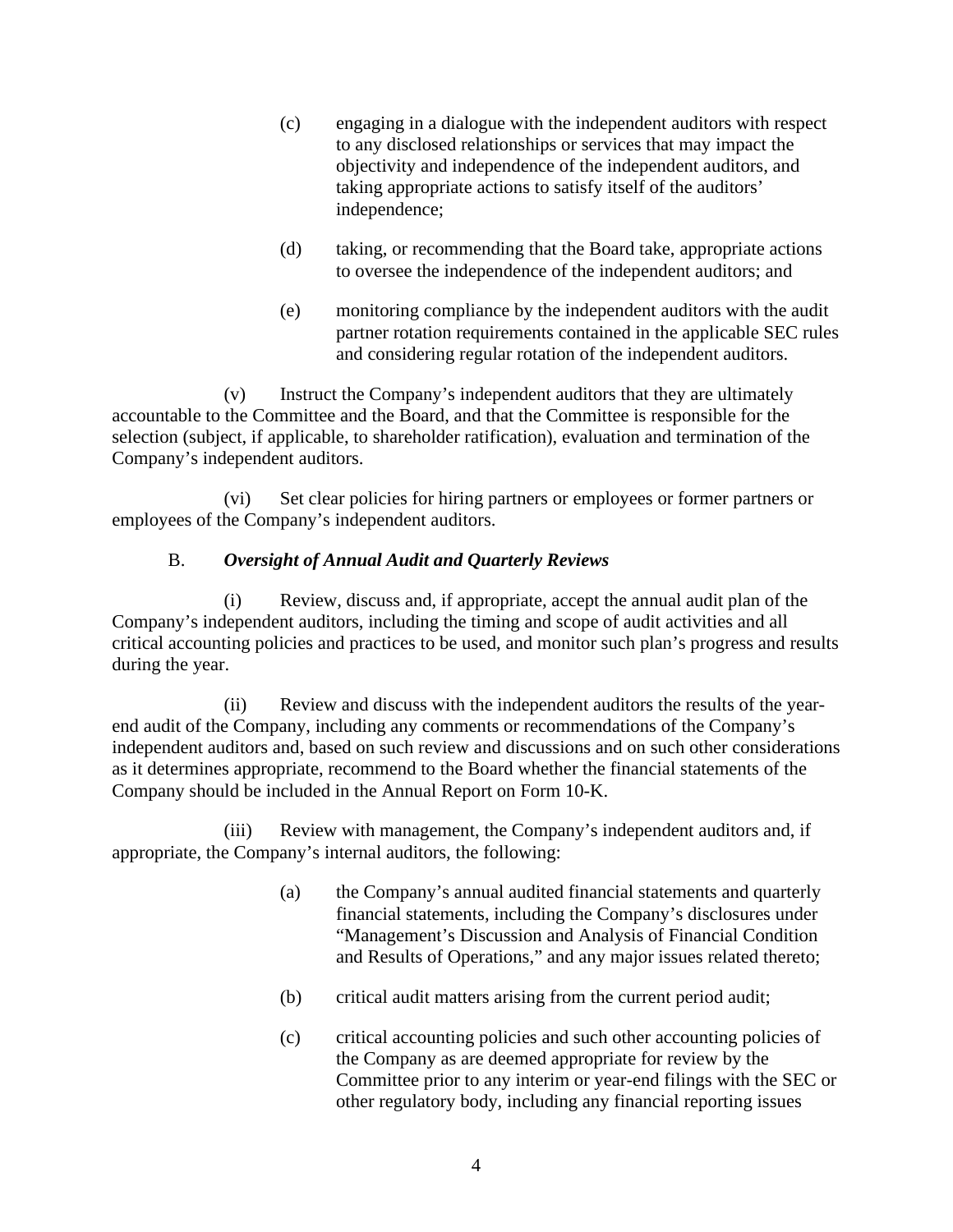(c) engaging in a dialogue with the independent auditors with respect to any disclosed relationships or services that may impact the objectivity and independence of the independent auditors, and taking appropriate actions to satisfy itself of the auditors' independence;

(d) taking, or recommending that the Board take, appropriate actions to oversee the independence of the independent auditors; and

(e) monitoring compliance by the independent auditors with the audit partner rotation requirements contained in the applicable SEC rules and considering regular rotation of the independent auditors.

(v) Instruct the Company's independent auditors that they are ultimately accountable to the Committee and the Board, and that the Committee is responsible for the selection (subject, if applicable, to shareholder ratification), evaluation and termination of the Company's independent auditors.

(vi) Set clear policies for hiring partners or employees or former partners or employees of the Company's independent auditors.

B. ***Oversight of Annual Audit and Quarterly Reviews***

(i) Review, discuss and, if appropriate, accept the annual audit plan of the Company's independent auditors, including the timing and scope of audit activities and all critical accounting policies and practices to be used, and monitor such plan's progress and results during the year.

(ii) Review and discuss with the independent auditors the results of the year-end audit of the Company, including any comments or recommendations of the Company's independent auditors and, based on such review and discussions and on such other considerations as it determines appropriate, recommend to the Board whether the financial statements of the Company should be included in the Annual Report on Form 10-K.

(iii) Review with management, the Company's independent auditors and, if appropriate, the Company's internal auditors, the following:

(a) the Company's annual audited financial statements and quarterly financial statements, including the Company's disclosures under "Management's Discussion and Analysis of Financial Condition and Results of Operations," and any major issues related thereto;

(b) critical audit matters arising from the current period audit;

(c) critical accounting policies and such other accounting policies of the Company as are deemed appropriate for review by the Committee prior to any interim or year-end filings with the SEC or other regulatory body, including any financial reporting issues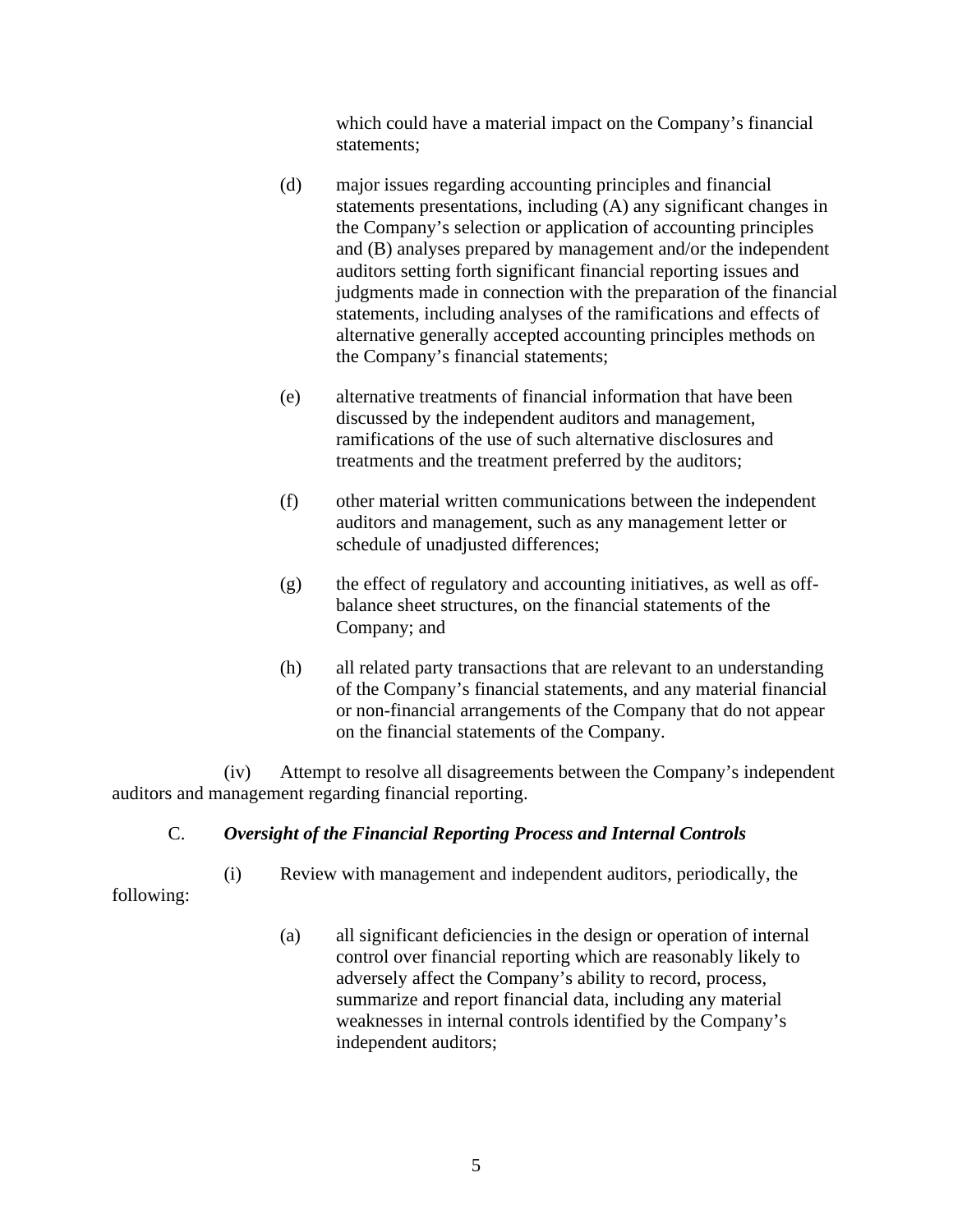which could have a material impact on the Company's financial statements;

(d) major issues regarding accounting principles and financial statements presentations, including (A) any significant changes in the Company's selection or application of accounting principles and (B) analyses prepared by management and/or the independent auditors setting forth significant financial reporting issues and judgments made in connection with the preparation of the financial statements, including analyses of the ramifications and effects of alternative generally accepted accounting principles methods on the Company's financial statements;

(e) alternative treatments of financial information that have been discussed by the independent auditors and management, ramifications of the use of such alternative disclosures and treatments and the treatment preferred by the auditors;

(f) other material written communications between the independent auditors and management, such as any management letter or schedule of unadjusted differences;

(g) the effect of regulatory and accounting initiatives, as well as off-balance sheet structures, on the financial statements of the Company; and

(h) all related party transactions that are relevant to an understanding of the Company's financial statements, and any material financial or non-financial arrangements of the Company that do not appear on the financial statements of the Company.

(iv) Attempt to resolve all disagreements between the Company's independent auditors and management regarding financial reporting.

C. ***Oversight of the Financial Reporting Process and Internal Controls***

(i) Review with management and independent auditors, periodically, the following:

(a) all significant deficiencies in the design or operation of internal control over financial reporting which are reasonably likely to adversely affect the Company's ability to record, process, summarize and report financial data, including any material weaknesses in internal controls identified by the Company's independent auditors;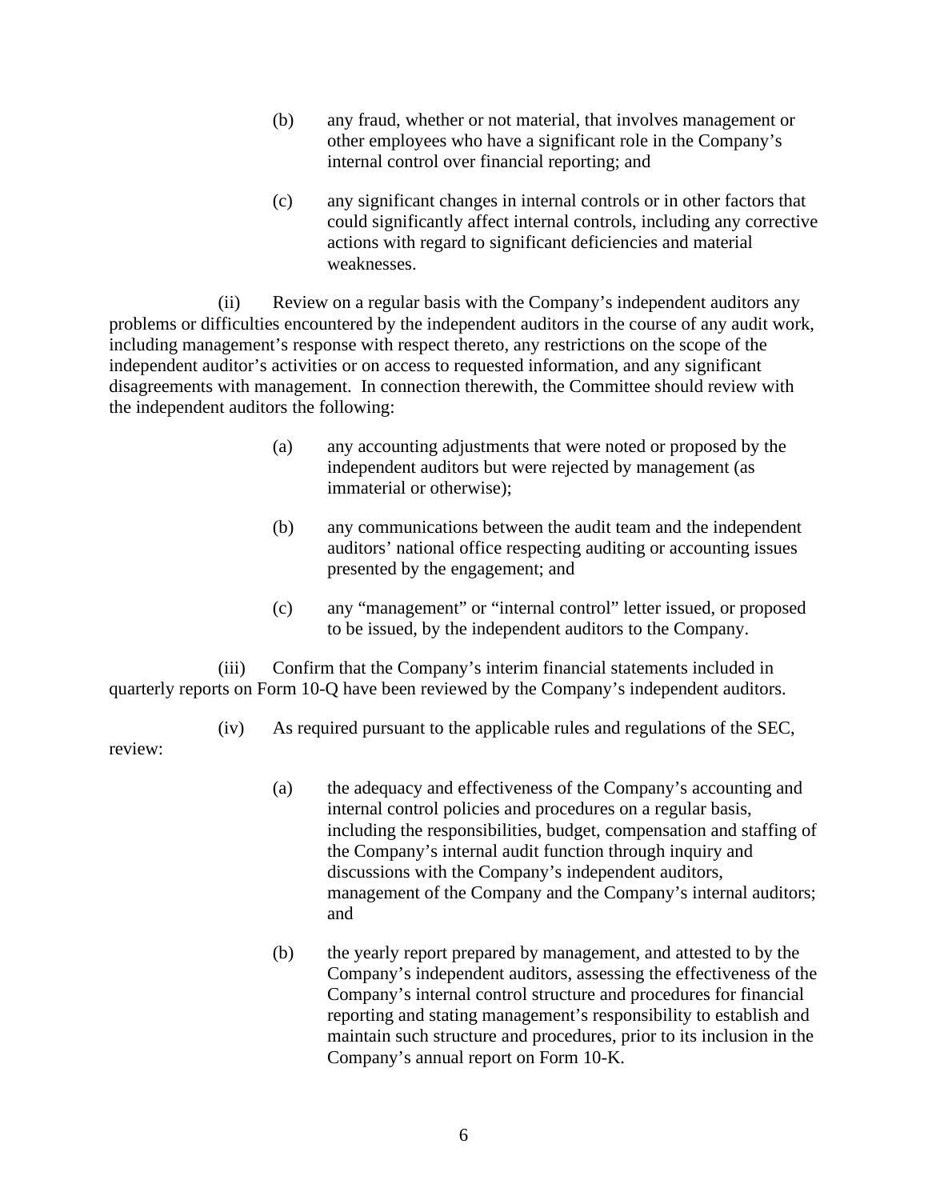(b) any fraud, whether or not material, that involves management or other employees who have a significant role in the Company's internal control over financial reporting; and

(c) any significant changes in internal controls or in other factors that could significantly affect internal controls, including any corrective actions with regard to significant deficiencies and material weaknesses.

(ii) Review on a regular basis with the Company's independent auditors any problems or difficulties encountered by the independent auditors in the course of any audit work, including management's response with respect thereto, any restrictions on the scope of the independent auditor's activities or on access to requested information, and any significant disagreements with management. In connection therewith, the Committee should review with the independent auditors the following:

(a) any accounting adjustments that were noted or proposed by the independent auditors but were rejected by management (as immaterial or otherwise);

(b) any communications between the audit team and the independent auditors' national office respecting auditing or accounting issues presented by the engagement; and

(c) any "management" or "internal control" letter issued, or proposed to be issued, by the independent auditors to the Company.

(iii) Confirm that the Company's interim financial statements included in quarterly reports on Form 10-Q have been reviewed by the Company's independent auditors.

(iv) As required pursuant to the applicable rules and regulations of the SEC, review:

(a) the adequacy and effectiveness of the Company's accounting and internal control policies and procedures on a regular basis, including the responsibilities, budget, compensation and staffing of the Company's internal audit function through inquiry and discussions with the Company's independent auditors, management of the Company and the Company's internal auditors; and

(b) the yearly report prepared by management, and attested to by the Company's independent auditors, assessing the effectiveness of the Company's internal control structure and procedures for financial reporting and stating management's responsibility to establish and maintain such structure and procedures, prior to its inclusion in the Company's annual report on Form 10-K.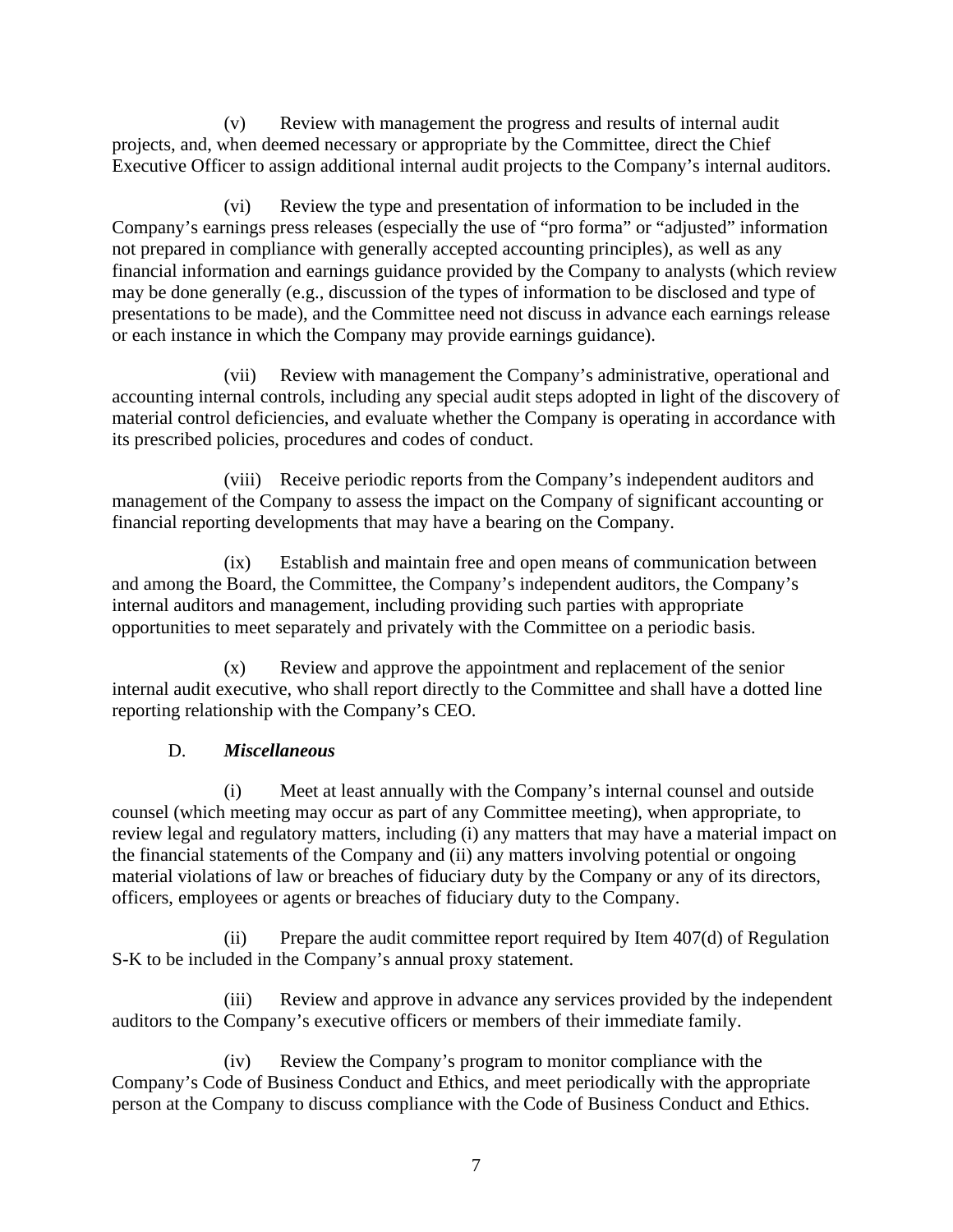(v) Review with management the progress and results of internal audit projects, and, when deemed necessary or appropriate by the Committee, direct the Chief Executive Officer to assign additional internal audit projects to the Company's internal auditors.

(vi) Review the type and presentation of information to be included in the Company's earnings press releases (especially the use of "pro forma" or "adjusted" information not prepared in compliance with generally accepted accounting principles), as well as any financial information and earnings guidance provided by the Company to analysts (which review may be done generally (e.g., discussion of the types of information to be disclosed and type of presentations to be made), and the Committee need not discuss in advance each earnings release or each instance in which the Company may provide earnings guidance).

(vii) Review with management the Company's administrative, operational and accounting internal controls, including any special audit steps adopted in light of the discovery of material control deficiencies, and evaluate whether the Company is operating in accordance with its prescribed policies, procedures and codes of conduct.

(viii) Receive periodic reports from the Company's independent auditors and management of the Company to assess the impact on the Company of significant accounting or financial reporting developments that may have a bearing on the Company.

(ix) Establish and maintain free and open means of communication between and among the Board, the Committee, the Company's independent auditors, the Company's internal auditors and management, including providing such parties with appropriate opportunities to meet separately and privately with the Committee on a periodic basis.

(x) Review and approve the appointment and replacement of the senior internal audit executive, who shall report directly to the Committee and shall have a dotted line reporting relationship with the Company's CEO.

D. ***Miscellaneous***

(i) Meet at least annually with the Company's internal counsel and outside counsel (which meeting may occur as part of any Committee meeting), when appropriate, to review legal and regulatory matters, including (i) any matters that may have a material impact on the financial statements of the Company and (ii) any matters involving potential or ongoing material violations of law or breaches of fiduciary duty by the Company or any of its directors, officers, employees or agents or breaches of fiduciary duty to the Company.

(ii) Prepare the audit committee report required by Item 407(d) of Regulation S-K to be included in the Company's annual proxy statement.

(iii) Review and approve in advance any services provided by the independent auditors to the Company's executive officers or members of their immediate family.

(iv) Review the Company's program to monitor compliance with the Company's Code of Business Conduct and Ethics, and meet periodically with the appropriate person at the Company to discuss compliance with the Code of Business Conduct and Ethics.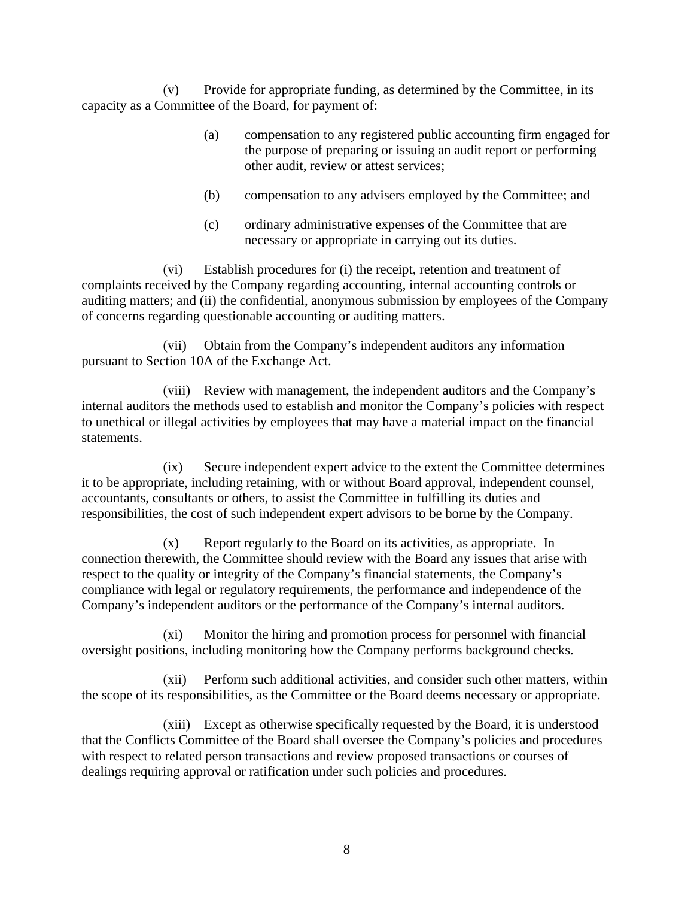(v) Provide for appropriate funding, as determined by the Committee, in its capacity as a Committee of the Board, for payment of:

> (a) compensation to any registered public accounting firm engaged for the purpose of preparing or issuing an audit report or performing other audit, review or attest services;
>
> (b) compensation to any advisers employed by the Committee; and
>
> (c) ordinary administrative expenses of the Committee that are necessary or appropriate in carrying out its duties.

(vi) Establish procedures for (i) the receipt, retention and treatment of complaints received by the Company regarding accounting, internal accounting controls or auditing matters; and (ii) the confidential, anonymous submission by employees of the Company of concerns regarding questionable accounting or auditing matters.

(vii) Obtain from the Company's independent auditors any information pursuant to Section 10A of the Exchange Act.

(viii) Review with management, the independent auditors and the Company's internal auditors the methods used to establish and monitor the Company's policies with respect to unethical or illegal activities by employees that may have a material impact on the financial statements.

(ix) Secure independent expert advice to the extent the Committee determines it to be appropriate, including retaining, with or without Board approval, independent counsel, accountants, consultants or others, to assist the Committee in fulfilling its duties and responsibilities, the cost of such independent expert advisors to be borne by the Company.

(x) Report regularly to the Board on its activities, as appropriate. In connection therewith, the Committee should review with the Board any issues that arise with respect to the quality or integrity of the Company's financial statements, the Company's compliance with legal or regulatory requirements, the performance and independence of the Company's independent auditors or the performance of the Company's internal auditors.

(xi) Monitor the hiring and promotion process for personnel with financial oversight positions, including monitoring how the Company performs background checks.

(xii) Perform such additional activities, and consider such other matters, within the scope of its responsibilities, as the Committee or the Board deems necessary or appropriate.

(xiii) Except as otherwise specifically requested by the Board, it is understood that the Conflicts Committee of the Board shall oversee the Company's policies and procedures with respect to related person transactions and review proposed transactions or courses of dealings requiring approval or ratification under such policies and procedures.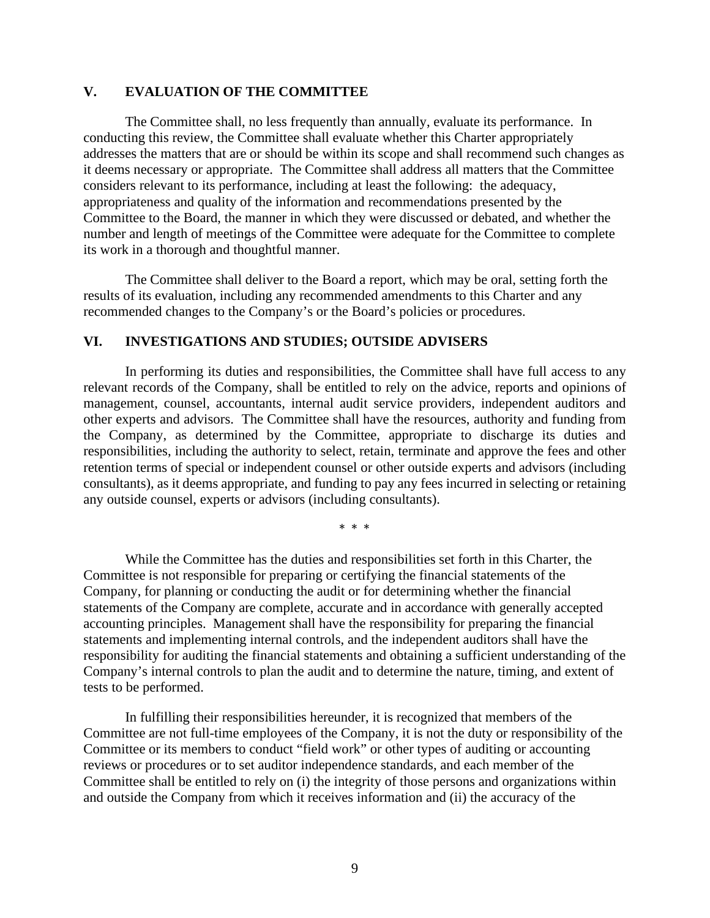## V. EVALUATION OF THE COMMITTEE

The Committee shall, no less frequently than annually, evaluate its performance. In conducting this review, the Committee shall evaluate whether this Charter appropriately addresses the matters that are or should be within its scope and shall recommend such changes as it deems necessary or appropriate. The Committee shall address all matters that the Committee considers relevant to its performance, including at least the following: the adequacy, appropriateness and quality of the information and recommendations presented by the Committee to the Board, the manner in which they were discussed or debated, and whether the number and length of meetings of the Committee were adequate for the Committee to complete its work in a thorough and thoughtful manner.

The Committee shall deliver to the Board a report, which may be oral, setting forth the results of its evaluation, including any recommended amendments to this Charter and any recommended changes to the Company's or the Board's policies or procedures.

## VI. INVESTIGATIONS AND STUDIES; OUTSIDE ADVISERS

In performing its duties and responsibilities, the Committee shall have full access to any relevant records of the Company, shall be entitled to rely on the advice, reports and opinions of management, counsel, accountants, internal audit service providers, independent auditors and other experts and advisors. The Committee shall have the resources, authority and funding from the Company, as determined by the Committee, appropriate to discharge its duties and responsibilities, including the authority to select, retain, terminate and approve the fees and other retention terms of special or independent counsel or other outside experts and advisors (including consultants), as it deems appropriate, and funding to pay any fees incurred in selecting or retaining any outside counsel, experts or advisors (including consultants).

\* \* \*

While the Committee has the duties and responsibilities set forth in this Charter, the Committee is not responsible for preparing or certifying the financial statements of the Company, for planning or conducting the audit or for determining whether the financial statements of the Company are complete, accurate and in accordance with generally accepted accounting principles. Management shall have the responsibility for preparing the financial statements and implementing internal controls, and the independent auditors shall have the responsibility for auditing the financial statements and obtaining a sufficient understanding of the Company's internal controls to plan the audit and to determine the nature, timing, and extent of tests to be performed.

In fulfilling their responsibilities hereunder, it is recognized that members of the Committee are not full-time employees of the Company, it is not the duty or responsibility of the Committee or its members to conduct "field work" or other types of auditing or accounting reviews or procedures or to set auditor independence standards, and each member of the Committee shall be entitled to rely on (i) the integrity of those persons and organizations within and outside the Company from which it receives information and (ii) the accuracy of the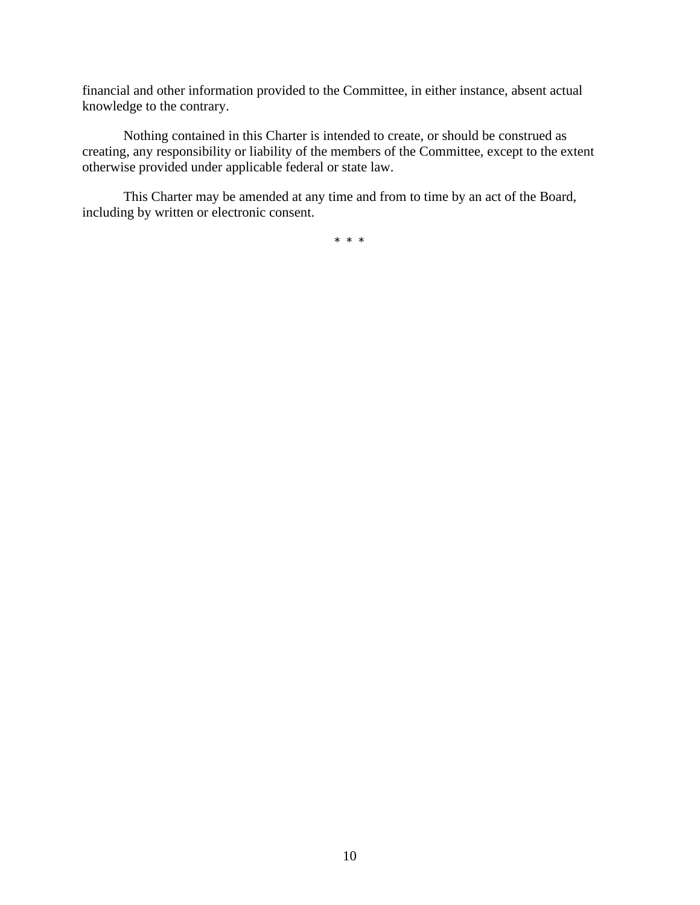financial and other information provided to the Committee, in either instance, absent actual knowledge to the contrary.

Nothing contained in this Charter is intended to create, or should be construed as creating, any responsibility or liability of the members of the Committee, except to the extent otherwise provided under applicable federal or state law.

This Charter may be amended at any time and from to time by an act of the Board, including by written or electronic consent.

* * *